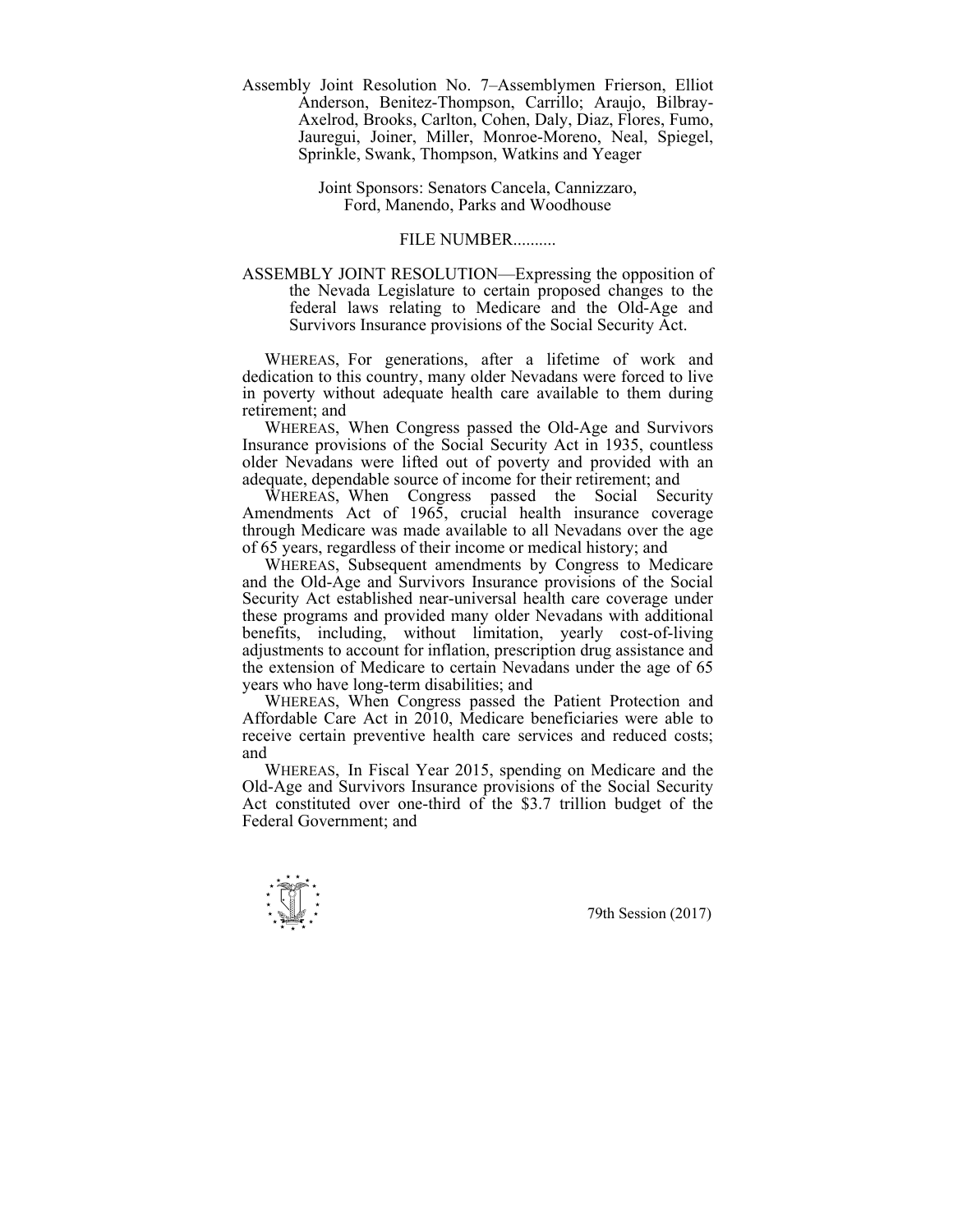Assembly Joint Resolution No. 7–Assemblymen Frierson, Elliot Anderson, Benitez-Thompson, Carrillo; Araujo, Bilbray-Axelrod, Brooks, Carlton, Cohen, Daly, Diaz, Flores, Fumo, Jauregui, Joiner, Miller, Monroe-Moreno, Neal, Spiegel, Sprinkle, Swank, Thompson, Watkins and Yeager

Joint Sponsors: Senators Cancela, Cannizzaro, Ford, Manendo, Parks and Woodhouse

FILE NUMBER..........

ASSEMBLY JOINT RESOLUTION—Expressing the opposition of the Nevada Legislature to certain proposed changes to the federal laws relating to Medicare and the Old-Age and Survivors Insurance provisions of the Social Security Act.

WHEREAS, For generations, after a lifetime of work and dedication to this country, many older Nevadans were forced to live in poverty without adequate health care available to them during retirement; and

WHEREAS, When Congress passed the Old-Age and Survivors Insurance provisions of the Social Security Act in 1935, countless older Nevadans were lifted out of poverty and provided with an adequate, dependable source of income for their retirement; and

WHEREAS, When Congress passed the Social Security Amendments Act of 1965, crucial health insurance coverage through Medicare was made available to all Nevadans over the age of 65 years, regardless of their income or medical history; and

WHEREAS, Subsequent amendments by Congress to Medicare and the Old-Age and Survivors Insurance provisions of the Social Security Act established near-universal health care coverage under these programs and provided many older Nevadans with additional benefits, including, without limitation, yearly cost-of-living adjustments to account for inflation, prescription drug assistance and the extension of Medicare to certain Nevadans under the age of 65 years who have long-term disabilities; and

WHEREAS, When Congress passed the Patient Protection and Affordable Care Act in 2010, Medicare beneficiaries were able to receive certain preventive health care services and reduced costs; and

WHEREAS, In Fiscal Year 2015, spending on Medicare and the Old-Age and Survivors Insurance provisions of the Social Security Act constituted over one-third of the $3.7 trillion budget of the Federal Government; and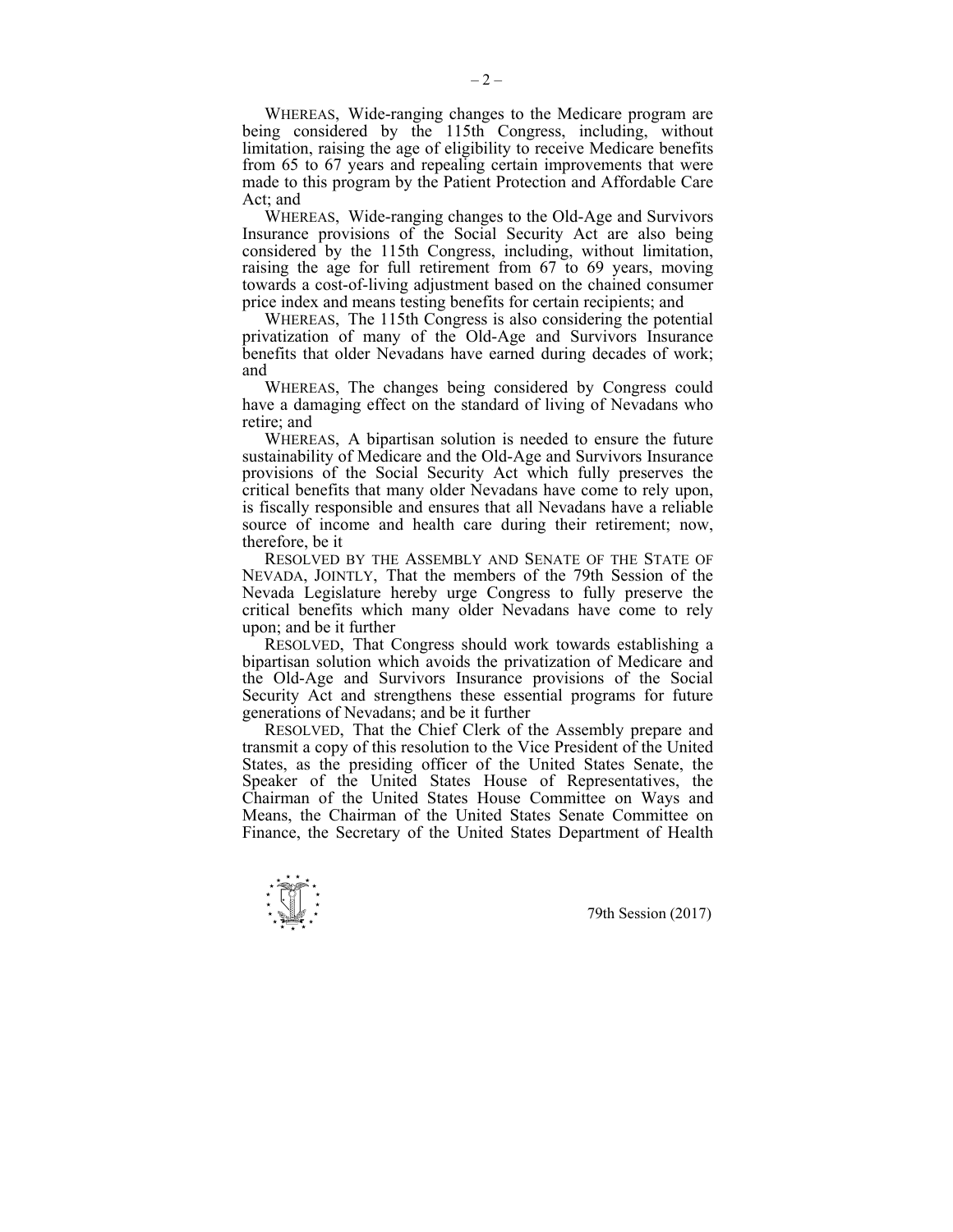WHEREAS, Wide-ranging changes to the Medicare program are being considered by the 115th Congress, including, without limitation, raising the age of eligibility to receive Medicare benefits from 65 to 67 years and repealing certain improvements that were made to this program by the Patient Protection and Affordable Care Act; and

WHEREAS, Wide-ranging changes to the Old-Age and Survivors Insurance provisions of the Social Security Act are also being considered by the 115th Congress, including, without limitation, raising the age for full retirement from 67 to 69 years, moving towards a cost-of-living adjustment based on the chained consumer price index and means testing benefits for certain recipients; and

WHEREAS, The 115th Congress is also considering the potential privatization of many of the Old-Age and Survivors Insurance benefits that older Nevadans have earned during decades of work; and

WHEREAS, The changes being considered by Congress could have a damaging effect on the standard of living of Nevadans who retire; and

WHEREAS, A bipartisan solution is needed to ensure the future sustainability of Medicare and the Old-Age and Survivors Insurance provisions of the Social Security Act which fully preserves the critical benefits that many older Nevadans have come to rely upon, is fiscally responsible and ensures that all Nevadans have a reliable source of income and health care during their retirement; now, therefore, be it

RESOLVED BY THE ASSEMBLY AND SENATE OF THE STATE OF NEVADA, JOINTLY, That the members of the 79th Session of the Nevada Legislature hereby urge Congress to fully preserve the critical benefits which many older Nevadans have come to rely upon; and be it further

RESOLVED, That Congress should work towards establishing a bipartisan solution which avoids the privatization of Medicare and the Old-Age and Survivors Insurance provisions of the Social Security Act and strengthens these essential programs for future generations of Nevadans; and be it further

RESOLVED, That the Chief Clerk of the Assembly prepare and transmit a copy of this resolution to the Vice President of the United States, as the presiding officer of the United States Senate, the Speaker of the United States House of Representatives, the Chairman of the United States House Committee on Ways and Means, the Chairman of the United States Senate Committee on Finance, the Secretary of the United States Department of Health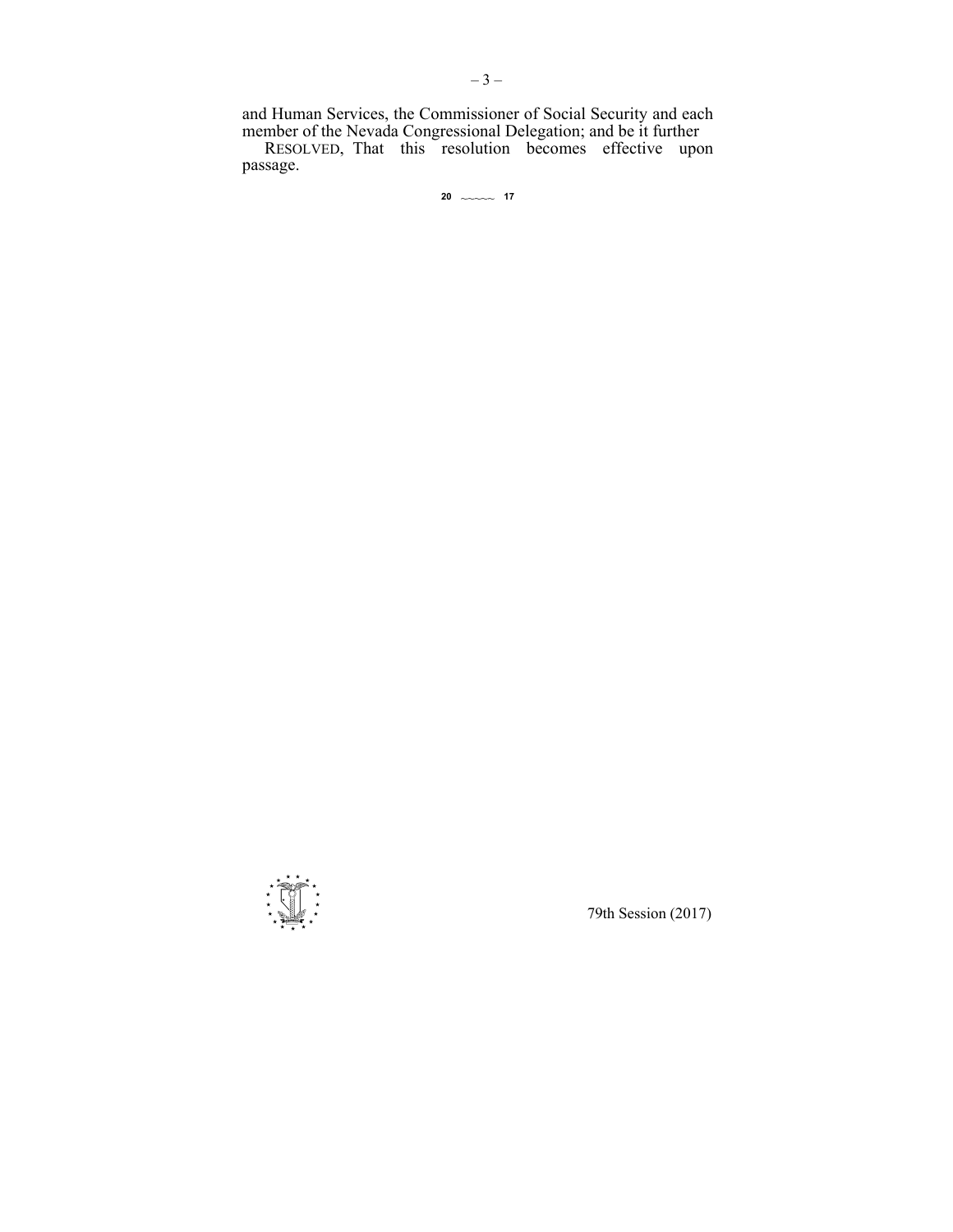and Human Services, the Commissioner of Social Security and each member of the Nevada Congressional Delegation; and be it further

RESOLVED, That this resolution becomes effective upon passage.

20 ~~~~~ 17